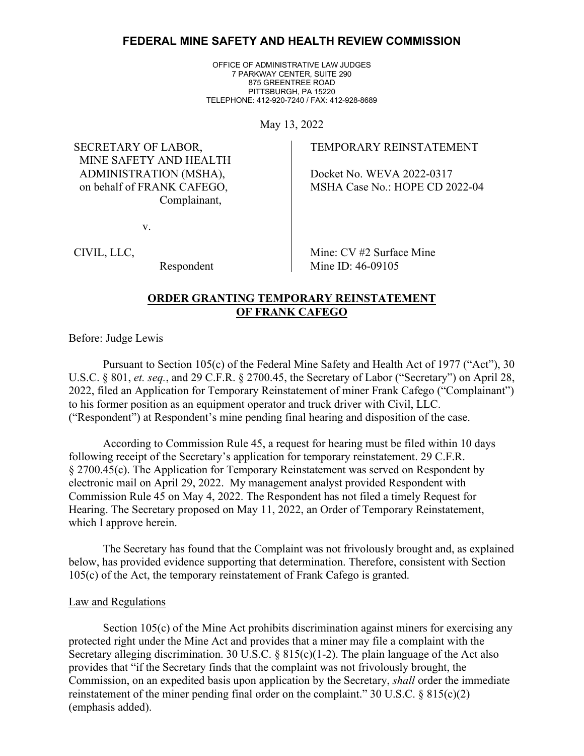# FEDERAL MINE SAFETY AND HEALTH REVIEW COMMISSION

OFFICE OF ADMINISTRATIVE LAW JUDGES
7 PARKWAY CENTER, SUITE 290
875 GREENTREE ROAD
PITTSBURGH, PA 15220
TELEPHONE: 412-920-7240 / FAX: 412-928-8689

May 13, 2022

| | |
|---|---|
| SECRETARY OF LABOR, MINE SAFETY AND HEALTH ADMINISTRATION (MSHA), on behalf of FRANK CAFEGO, Complainant, | TEMPORARY REINSTATEMENT<br><br>Docket No. WEVA 2022-0317<br>MSHA Case No.: HOPE CD 2022-04 |
| v. | |
| CIVIL, LLC, Respondent | Mine: CV #2 Surface Mine<br>Mine ID: 46-09105 |

## ORDER GRANTING TEMPORARY REINSTATEMENT OF FRANK CAFEGO

Before: Judge Lewis

Pursuant to Section 105(c) of the Federal Mine Safety and Health Act of 1977 ("Act"), 30 U.S.C. § 801, *et. seq.*, and 29 C.F.R. § 2700.45, the Secretary of Labor ("Secretary") on April 28, 2022, filed an Application for Temporary Reinstatement of miner Frank Cafego ("Complainant") to his former position as an equipment operator and truck driver with Civil, LLC. ("Respondent") at Respondent's mine pending final hearing and disposition of the case.

According to Commission Rule 45, a request for hearing must be filed within 10 days following receipt of the Secretary's application for temporary reinstatement. 29 C.F.R. § 2700.45(c). The Application for Temporary Reinstatement was served on Respondent by electronic mail on April 29, 2022. My management analyst provided Respondent with Commission Rule 45 on May 4, 2022. The Respondent has not filed a timely Request for Hearing. The Secretary proposed on May 11, 2022, an Order of Temporary Reinstatement, which I approve herein.

The Secretary has found that the Complaint was not frivolously brought and, as explained below, has provided evidence supporting that determination. Therefore, consistent with Section 105(c) of the Act, the temporary reinstatement of Frank Cafego is granted.

Law and Regulations

Section 105(c) of the Mine Act prohibits discrimination against miners for exercising any protected right under the Mine Act and provides that a miner may file a complaint with the Secretary alleging discrimination. 30 U.S.C. § 815(c)(1-2). The plain language of the Act also provides that "if the Secretary finds that the complaint was not frivolously brought, the Commission, on an expedited basis upon application by the Secretary, *shall* order the immediate reinstatement of the miner pending final order on the complaint." 30 U.S.C. § 815(c)(2) (emphasis added).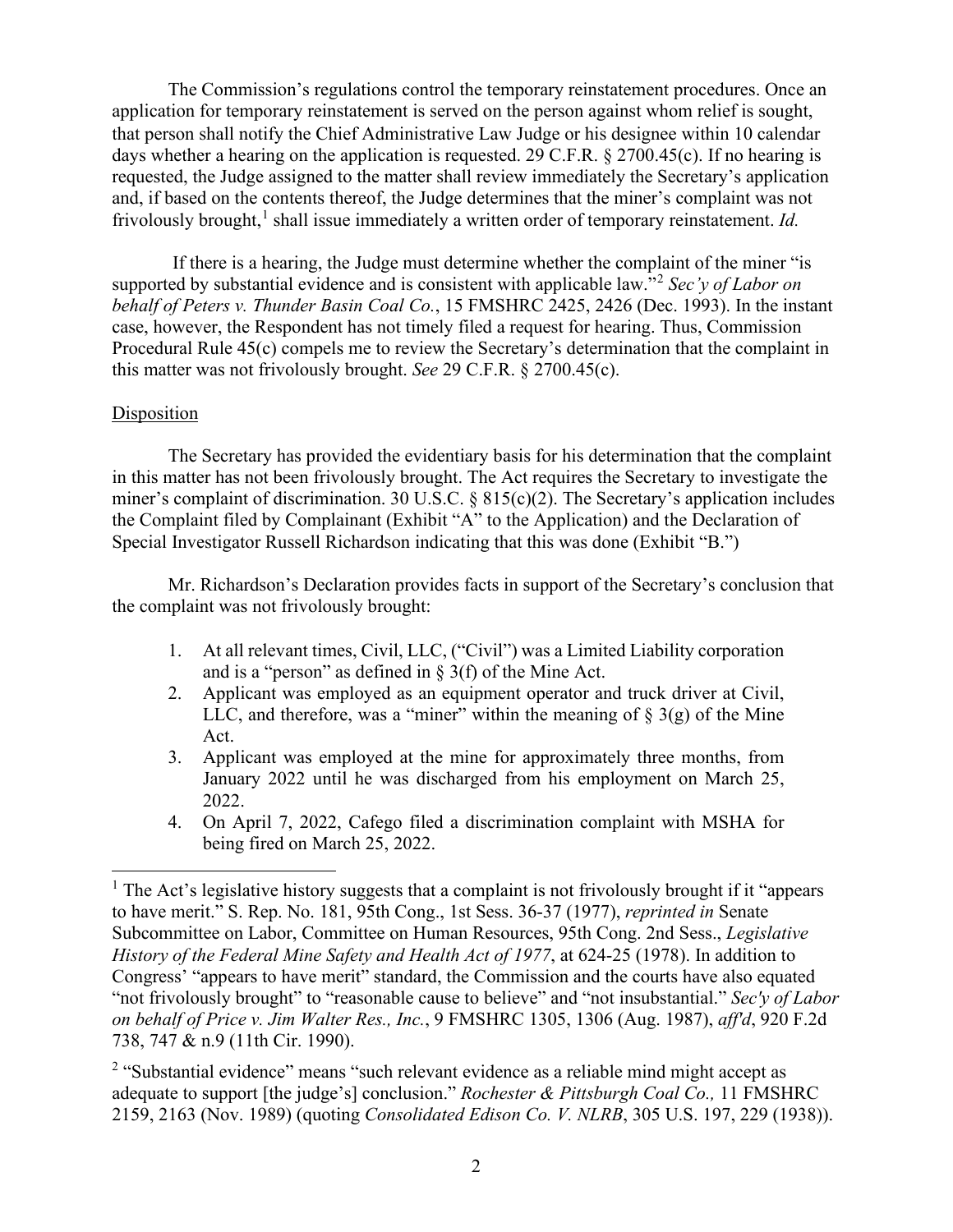The Commission's regulations control the temporary reinstatement procedures. Once an application for temporary reinstatement is served on the person against whom relief is sought, that person shall notify the Chief Administrative Law Judge or his designee within 10 calendar days whether a hearing on the application is requested. 29 C.F.R. § 2700.45(c). If no hearing is requested, the Judge assigned to the matter shall review immediately the Secretary's application and, if based on the contents thereof, the Judge determines that the miner's complaint was not frivolously brought,[1] shall issue immediately a written order of temporary reinstatement. *Id.*

If there is a hearing, the Judge must determine whether the complaint of the miner "is supported by substantial evidence and is consistent with applicable law."[2] *Sec'y of Labor on behalf of Peters v. Thunder Basin Coal Co.*, 15 FMSHRC 2425, 2426 (Dec. 1993). In the instant case, however, the Respondent has not timely filed a request for hearing. Thus, Commission Procedural Rule 45(c) compels me to review the Secretary's determination that the complaint in this matter was not frivolously brought. *See* 29 C.F.R. § 2700.45(c).

Disposition

The Secretary has provided the evidentiary basis for his determination that the complaint in this matter has not been frivolously brought. The Act requires the Secretary to investigate the miner's complaint of discrimination. 30 U.S.C. § 815(c)(2). The Secretary's application includes the Complaint filed by Complainant (Exhibit "A" to the Application) and the Declaration of Special Investigator Russell Richardson indicating that this was done (Exhibit "B.")

Mr. Richardson's Declaration provides facts in support of the Secretary's conclusion that the complaint was not frivolously brought:

1. At all relevant times, Civil, LLC, ("Civil") was a Limited Liability corporation and is a "person" as defined in § 3(f) of the Mine Act.
2. Applicant was employed as an equipment operator and truck driver at Civil, LLC, and therefore, was a "miner" within the meaning of § 3(g) of the Mine Act.
3. Applicant was employed at the mine for approximately three months, from January 2022 until he was discharged from his employment on March 25, 2022.
4. On April 7, 2022, Cafego filed a discrimination complaint with MSHA for being fired on March 25, 2022.

---

[1] The Act's legislative history suggests that a complaint is not frivolously brought if it "appears to have merit." S. Rep. No. 181, 95th Cong., 1st Sess. 36-37 (1977), *reprinted in* Senate Subcommittee on Labor, Committee on Human Resources, 95th Cong. 2nd Sess., *Legislative History of the Federal Mine Safety and Health Act of 1977*, at 624-25 (1978). In addition to Congress' "appears to have merit" standard, the Commission and the courts have also equated "not frivolously brought" to "reasonable cause to believe" and "not insubstantial." *Sec'y of Labor on behalf of Price v. Jim Walter Res., Inc.*, 9 FMSHRC 1305, 1306 (Aug. 1987), *aff'd*, 920 F.2d 738, 747 & n.9 (11th Cir. 1990).

[2] "Substantial evidence" means "such relevant evidence as a reliable mind might accept as adequate to support [the judge's] conclusion." *Rochester & Pittsburgh Coal Co.,* 11 FMSHRC 2159, 2163 (Nov. 1989) (quoting *Consolidated Edison Co. V. NLRB*, 305 U.S. 197, 229 (1938)).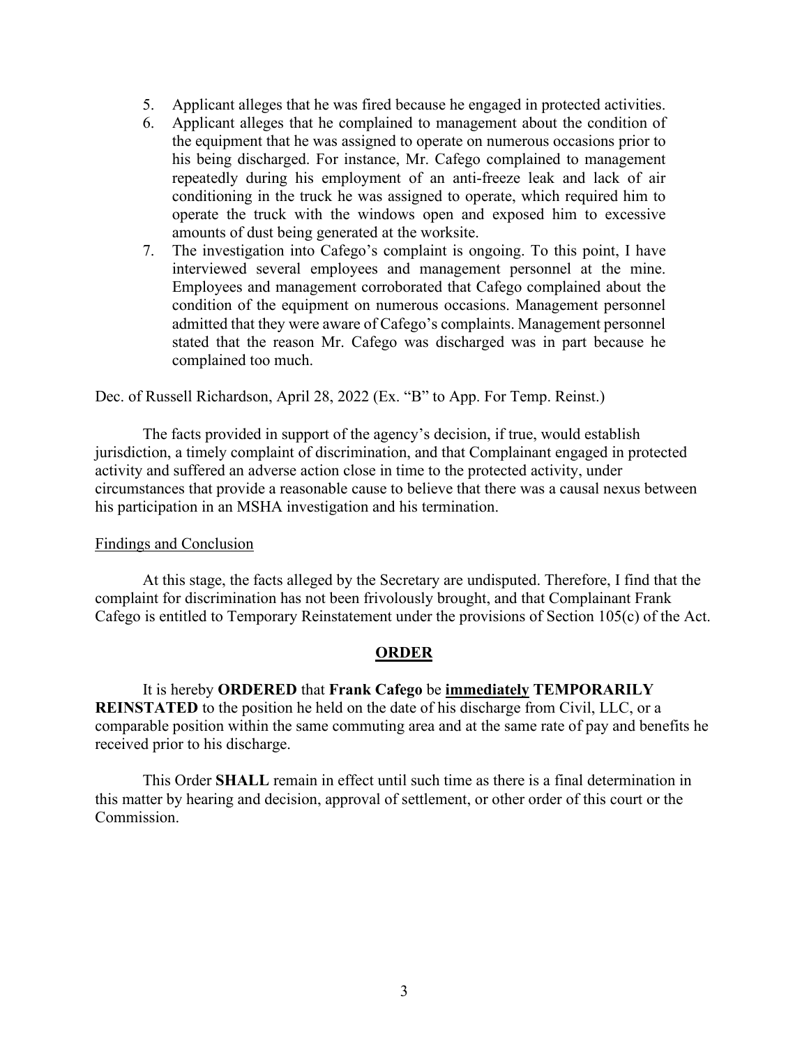5. Applicant alleges that he was fired because he engaged in protected activities.
6. Applicant alleges that he complained to management about the condition of the equipment that he was assigned to operate on numerous occasions prior to his being discharged. For instance, Mr. Cafego complained to management repeatedly during his employment of an anti-freeze leak and lack of air conditioning in the truck he was assigned to operate, which required him to operate the truck with the windows open and exposed him to excessive amounts of dust being generated at the worksite.
7. The investigation into Cafego's complaint is ongoing. To this point, I have interviewed several employees and management personnel at the mine. Employees and management corroborated that Cafego complained about the condition of the equipment on numerous occasions. Management personnel admitted that they were aware of Cafego's complaints. Management personnel stated that the reason Mr. Cafego was discharged was in part because he complained too much.

Dec. of Russell Richardson, April 28, 2022 (Ex. "B" to App. For Temp. Reinst.)

The facts provided in support of the agency's decision, if true, would establish jurisdiction, a timely complaint of discrimination, and that Complainant engaged in protected activity and suffered an adverse action close in time to the protected activity, under circumstances that provide a reasonable cause to believe that there was a causal nexus between his participation in an MSHA investigation and his termination.

Findings and Conclusion

At this stage, the facts alleged by the Secretary are undisputed. Therefore, I find that the complaint for discrimination has not been frivolously brought, and that Complainant Frank Cafego is entitled to Temporary Reinstatement under the provisions of Section 105(c) of the Act.

## ORDER

It is hereby **ORDERED** that **Frank Cafego** be **immediately TEMPORARILY REINSTATED** to the position he held on the date of his discharge from Civil, LLC, or a comparable position within the same commuting area and at the same rate of pay and benefits he received prior to his discharge.

This Order **SHALL** remain in effect until such time as there is a final determination in this matter by hearing and decision, approval of settlement, or other order of this court or the Commission.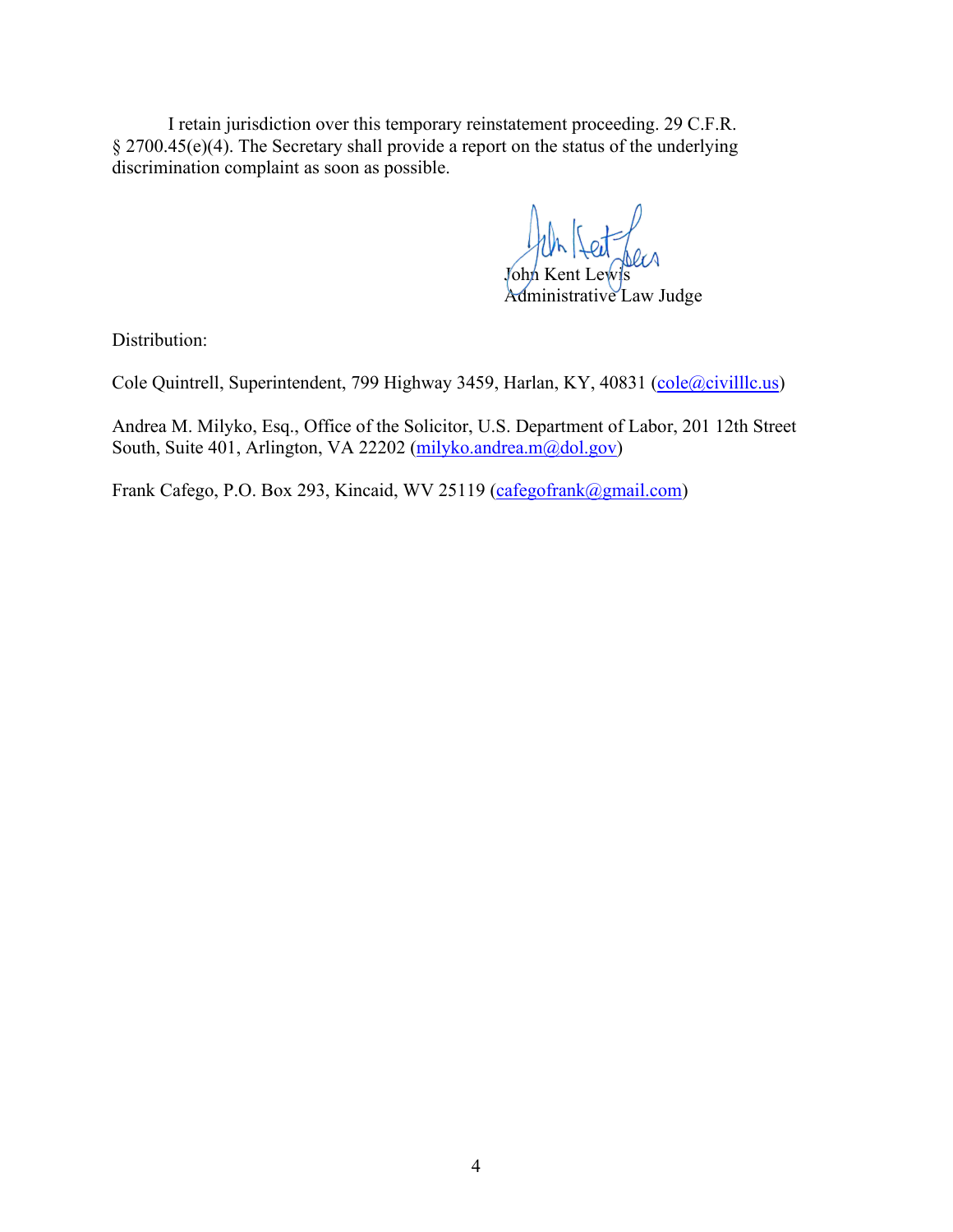I retain jurisdiction over this temporary reinstatement proceeding. 29 C.F.R. § 2700.45(e)(4). The Secretary shall provide a report on the status of the underlying discrimination complaint as soon as possible.

John Kent Lewis
Administrative Law Judge

Distribution:

Cole Quintrell, Superintendent, 799 Highway 3459, Harlan, KY, 40831 (cole@civilllc.us)

Andrea M. Milyko, Esq., Office of the Solicitor, U.S. Department of Labor, 201 12th Street South, Suite 401, Arlington, VA 22202 (milyko.andrea.m@dol.gov)

Frank Cafego, P.O. Box 293, Kincaid, WV 25119 (cafegofrank@gmail.com)